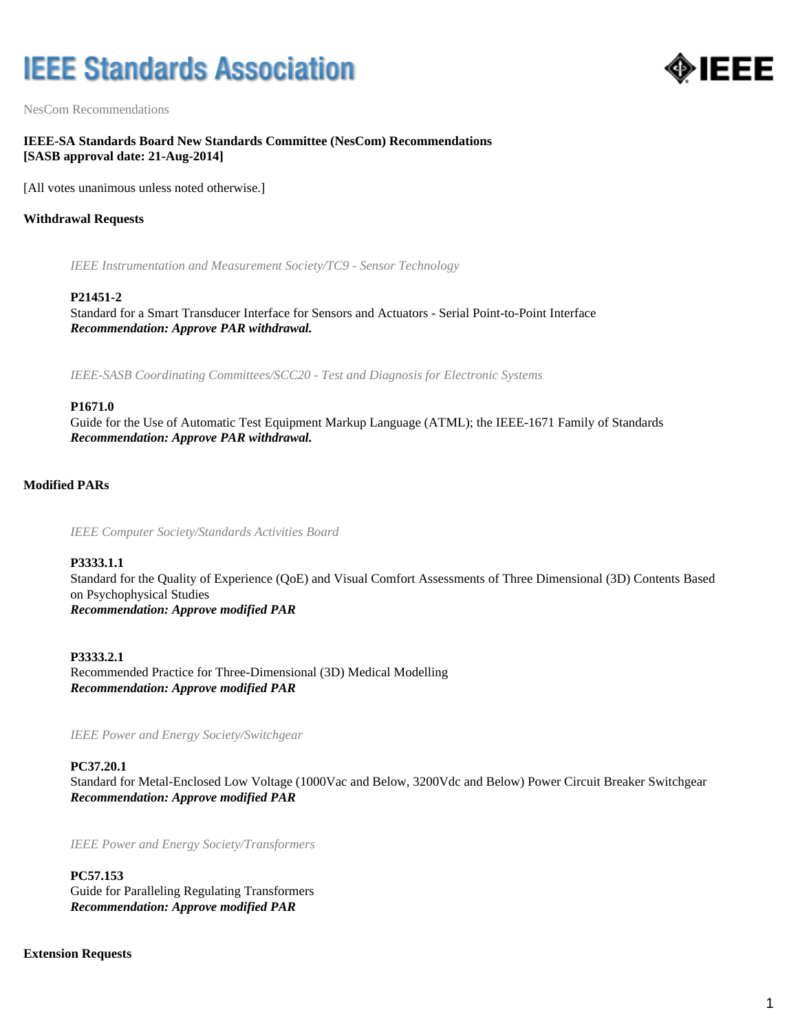# IEEE Standards Association

NesCom Recommendations

**IEEE-SA Standards Board New Standards Committee (NesCom) Recommendations**
**[SASB approval date: 21-Aug-2014]**

[All votes unanimous unless noted otherwise.]

## Withdrawal Requests

*IEEE Instrumentation and Measurement Society/TC9 - Sensor Technology*

**P21451-2**
Standard for a Smart Transducer Interface for Sensors and Actuators - Serial Point-to-Point Interface
***Recommendation: Approve PAR withdrawal.***

*IEEE-SASB Coordinating Committees/SCC20 - Test and Diagnosis for Electronic Systems*

**P1671.0**
Guide for the Use of Automatic Test Equipment Markup Language (ATML); the IEEE-1671 Family of Standards
***Recommendation: Approve PAR withdrawal.***

## Modified PARs

*IEEE Computer Society/Standards Activities Board*

**P3333.1.1**
Standard for the Quality of Experience (QoE) and Visual Comfort Assessments of Three Dimensional (3D) Contents Based on Psychophysical Studies
***Recommendation: Approve modified PAR***

**P3333.2.1**
Recommended Practice for Three-Dimensional (3D) Medical Modelling
***Recommendation: Approve modified PAR***

*IEEE Power and Energy Society/Switchgear*

**PC37.20.1**
Standard for Metal-Enclosed Low Voltage (1000Vac and Below, 3200Vdc and Below) Power Circuit Breaker Switchgear
***Recommendation: Approve modified PAR***

*IEEE Power and Energy Society/Transformers*

**PC57.153**
Guide for Paralleling Regulating Transformers
***Recommendation: Approve modified PAR***

## Extension Requests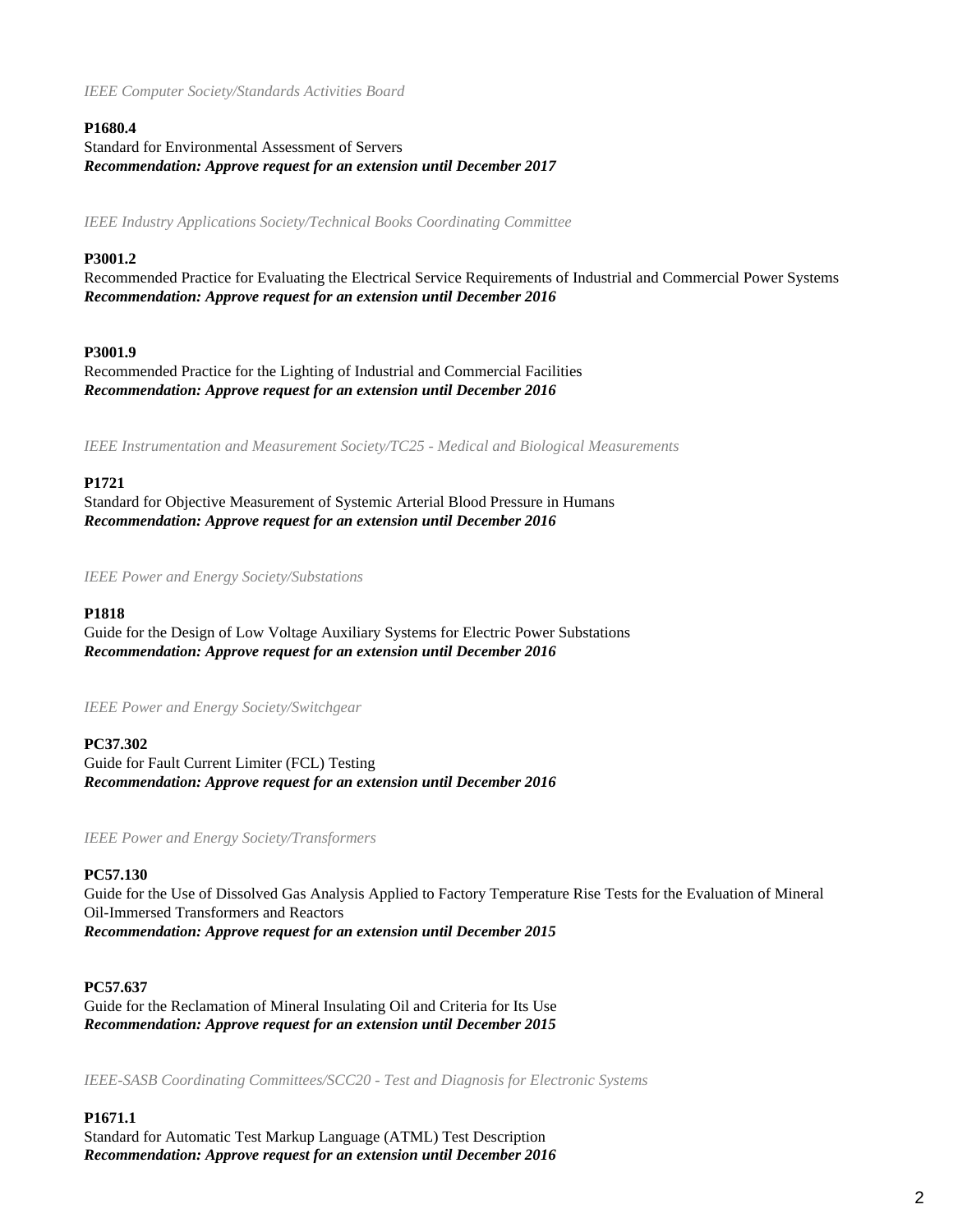*IEEE Computer Society/Standards Activities Board*

**P1680.4**
Standard for Environmental Assessment of Servers
***Recommendation: Approve request for an extension until December 2017***

*IEEE Industry Applications Society/Technical Books Coordinating Committee*

**P3001.2**
Recommended Practice for Evaluating the Electrical Service Requirements of Industrial and Commercial Power Systems
***Recommendation: Approve request for an extension until December 2016***

**P3001.9**
Recommended Practice for the Lighting of Industrial and Commercial Facilities
***Recommendation: Approve request for an extension until December 2016***

*IEEE Instrumentation and Measurement Society/TC25 - Medical and Biological Measurements*

**P1721**
Standard for Objective Measurement of Systemic Arterial Blood Pressure in Humans
***Recommendation: Approve request for an extension until December 2016***

*IEEE Power and Energy Society/Substations*

**P1818**
Guide for the Design of Low Voltage Auxiliary Systems for Electric Power Substations
***Recommendation: Approve request for an extension until December 2016***

*IEEE Power and Energy Society/Switchgear*

**PC37.302**
Guide for Fault Current Limiter (FCL) Testing
***Recommendation: Approve request for an extension until December 2016***

*IEEE Power and Energy Society/Transformers*

**PC57.130**
Guide for the Use of Dissolved Gas Analysis Applied to Factory Temperature Rise Tests for the Evaluation of Mineral Oil-Immersed Transformers and Reactors
***Recommendation: Approve request for an extension until December 2015***

**PC57.637**
Guide for the Reclamation of Mineral Insulating Oil and Criteria for Its Use
***Recommendation: Approve request for an extension until December 2015***

*IEEE-SASB Coordinating Committees/SCC20 - Test and Diagnosis for Electronic Systems*

**P1671.1**
Standard for Automatic Test Markup Language (ATML) Test Description
***Recommendation: Approve request for an extension until December 2016***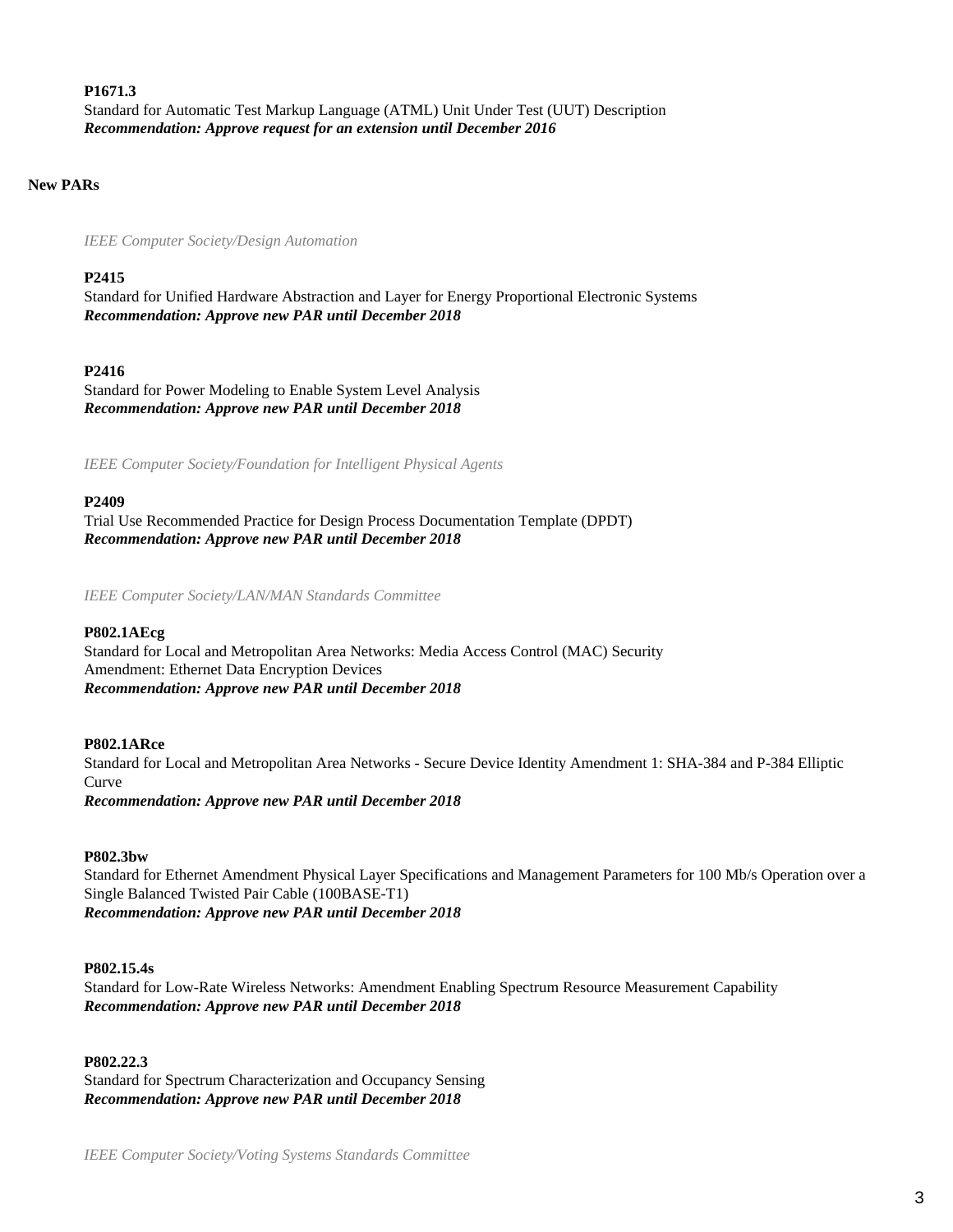**P1671.3**

Standard for Automatic Test Markup Language (ATML) Unit Under Test (UUT) Description

***Recommendation: Approve request for an extension until December 2016***

**New PARs**

*IEEE Computer Society/Design Automation*

**P2415**

Standard for Unified Hardware Abstraction and Layer for Energy Proportional Electronic Systems

***Recommendation: Approve new PAR until December 2018***

**P2416**

Standard for Power Modeling to Enable System Level Analysis

***Recommendation: Approve new PAR until December 2018***

*IEEE Computer Society/Foundation for Intelligent Physical Agents*

**P2409**

Trial Use Recommended Practice for Design Process Documentation Template (DPDT)

***Recommendation: Approve new PAR until December 2018***

*IEEE Computer Society/LAN/MAN Standards Committee*

**P802.1AEcg**

Standard for Local and Metropolitan Area Networks: Media Access Control (MAC) Security Amendment: Ethernet Data Encryption Devices

***Recommendation: Approve new PAR until December 2018***

**P802.1ARce**

Standard for Local and Metropolitan Area Networks - Secure Device Identity Amendment 1: SHA-384 and P-384 Elliptic Curve

***Recommendation: Approve new PAR until December 2018***

**P802.3bw**

Standard for Ethernet Amendment Physical Layer Specifications and Management Parameters for 100 Mb/s Operation over a Single Balanced Twisted Pair Cable (100BASE-T1)

***Recommendation: Approve new PAR until December 2018***

**P802.15.4s**

Standard for Low-Rate Wireless Networks: Amendment Enabling Spectrum Resource Measurement Capability

***Recommendation: Approve new PAR until December 2018***

**P802.22.3**

Standard for Spectrum Characterization and Occupancy Sensing

***Recommendation: Approve new PAR until December 2018***

*IEEE Computer Society/Voting Systems Standards Committee*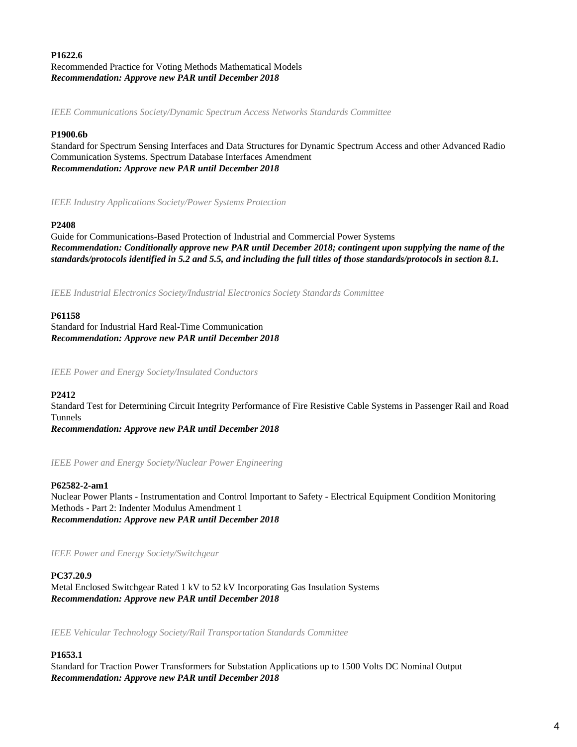**P1622.6**
Recommended Practice for Voting Methods Mathematical Models
***Recommendation: Approve new PAR until December 2018***

*IEEE Communications Society/Dynamic Spectrum Access Networks Standards Committee*

**P1900.6b**
Standard for Spectrum Sensing Interfaces and Data Structures for Dynamic Spectrum Access and other Advanced Radio Communication Systems. Spectrum Database Interfaces Amendment
***Recommendation: Approve new PAR until December 2018***

*IEEE Industry Applications Society/Power Systems Protection*

**P2408**
Guide for Communications-Based Protection of Industrial and Commercial Power Systems
***Recommendation: Conditionally approve new PAR until December 2018; contingent upon supplying the name of the standards/protocols identified in 5.2 and 5.5, and including the full titles of those standards/protocols in section 8.1.***

*IEEE Industrial Electronics Society/Industrial Electronics Society Standards Committee*

**P61158**
Standard for Industrial Hard Real-Time Communication
***Recommendation: Approve new PAR until December 2018***

*IEEE Power and Energy Society/Insulated Conductors*

**P2412**
Standard Test for Determining Circuit Integrity Performance of Fire Resistive Cable Systems in Passenger Rail and Road Tunnels
***Recommendation: Approve new PAR until December 2018***

*IEEE Power and Energy Society/Nuclear Power Engineering*

**P62582-2-am1**
Nuclear Power Plants - Instrumentation and Control Important to Safety - Electrical Equipment Condition Monitoring Methods - Part 2: Indenter Modulus Amendment 1
***Recommendation: Approve new PAR until December 2018***

*IEEE Power and Energy Society/Switchgear*

**PC37.20.9**
Metal Enclosed Switchgear Rated 1 kV to 52 kV Incorporating Gas Insulation Systems
***Recommendation: Approve new PAR until December 2018***

*IEEE Vehicular Technology Society/Rail Transportation Standards Committee*

**P1653.1**
Standard for Traction Power Transformers for Substation Applications up to 1500 Volts DC Nominal Output
***Recommendation: Approve new PAR until December 2018***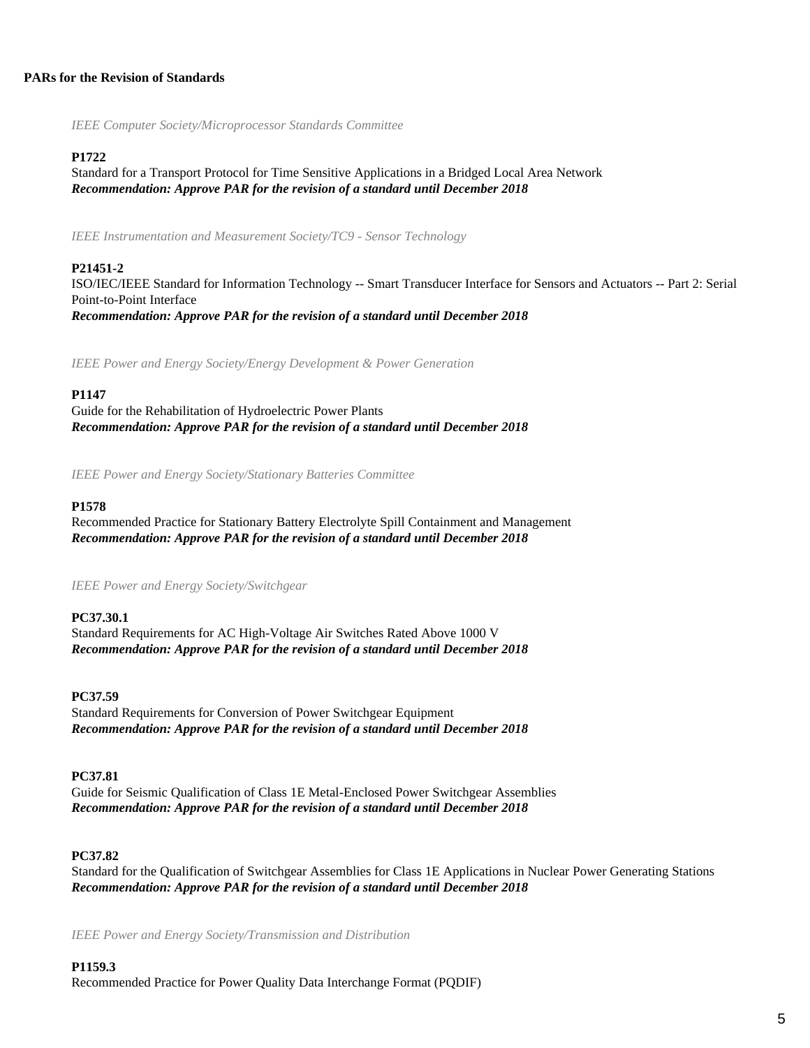**PARs for the Revision of Standards**

*IEEE Computer Society/Microprocessor Standards Committee*

**P1722**
Standard for a Transport Protocol for Time Sensitive Applications in a Bridged Local Area Network
***Recommendation: Approve PAR for the revision of a standard until December 2018***

*IEEE Instrumentation and Measurement Society/TC9 - Sensor Technology*

**P21451-2**
ISO/IEC/IEEE Standard for Information Technology -- Smart Transducer Interface for Sensors and Actuators -- Part 2: Serial Point-to-Point Interface
***Recommendation: Approve PAR for the revision of a standard until December 2018***

*IEEE Power and Energy Society/Energy Development & Power Generation*

**P1147**
Guide for the Rehabilitation of Hydroelectric Power Plants
***Recommendation: Approve PAR for the revision of a standard until December 2018***

*IEEE Power and Energy Society/Stationary Batteries Committee*

**P1578**
Recommended Practice for Stationary Battery Electrolyte Spill Containment and Management
***Recommendation: Approve PAR for the revision of a standard until December 2018***

*IEEE Power and Energy Society/Switchgear*

**PC37.30.1**
Standard Requirements for AC High-Voltage Air Switches Rated Above 1000 V
***Recommendation: Approve PAR for the revision of a standard until December 2018***

**PC37.59**
Standard Requirements for Conversion of Power Switchgear Equipment
***Recommendation: Approve PAR for the revision of a standard until December 2018***

**PC37.81**
Guide for Seismic Qualification of Class 1E Metal-Enclosed Power Switchgear Assemblies
***Recommendation: Approve PAR for the revision of a standard until December 2018***

**PC37.82**
Standard for the Qualification of Switchgear Assemblies for Class 1E Applications in Nuclear Power Generating Stations
***Recommendation: Approve PAR for the revision of a standard until December 2018***

*IEEE Power and Energy Society/Transmission and Distribution*

**P1159.3**
Recommended Practice for Power Quality Data Interchange Format (PQDIF)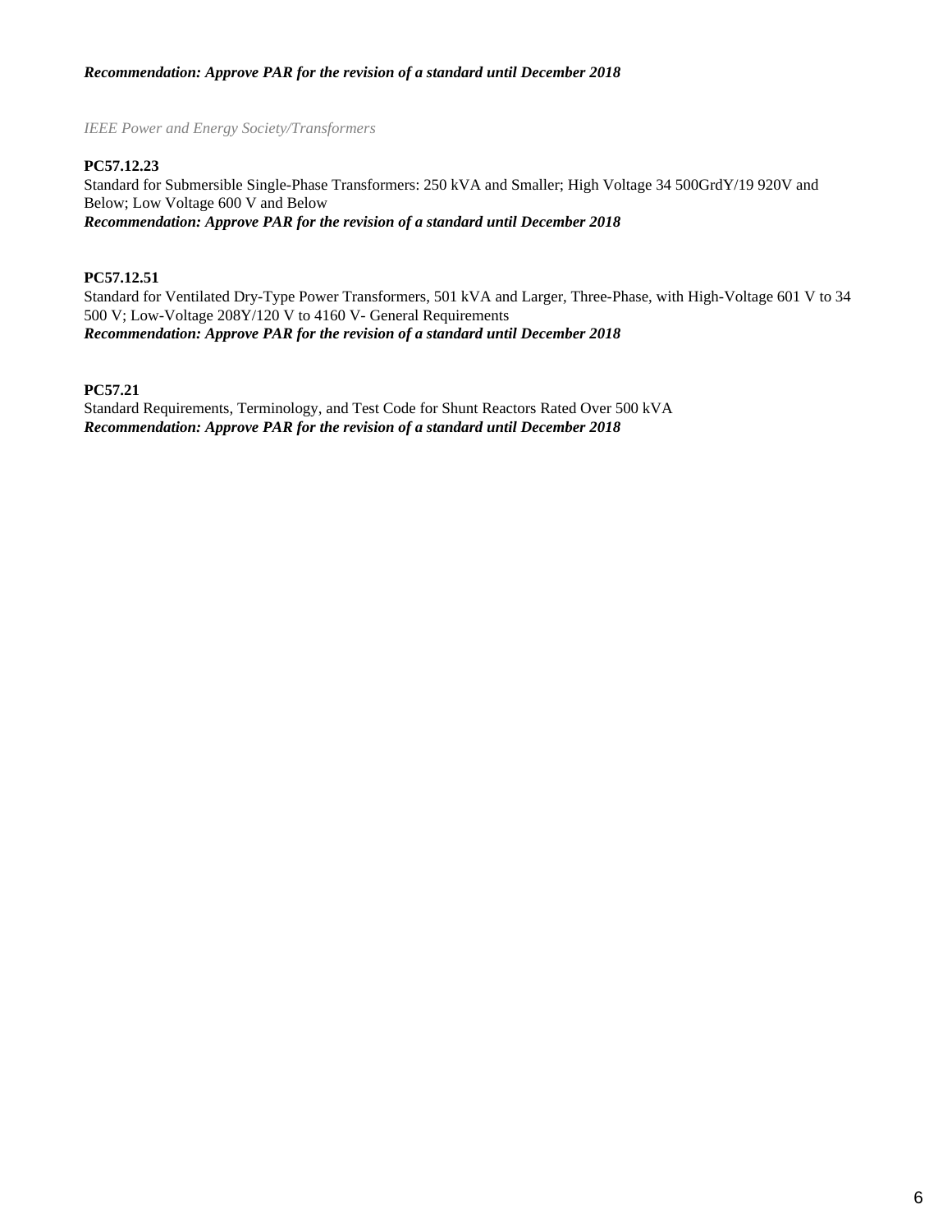***Recommendation: Approve PAR for the revision of a standard until December 2018***

*IEEE Power and Energy Society/Transformers*

**PC57.12.23**

Standard for Submersible Single-Phase Transformers: 250 kVA and Smaller; High Voltage 34 500GrdY/19 920V and Below; Low Voltage 600 V and Below

***Recommendation: Approve PAR for the revision of a standard until December 2018***

**PC57.12.51**

Standard for Ventilated Dry-Type Power Transformers, 501 kVA and Larger, Three-Phase, with High-Voltage 601 V to 34 500 V; Low-Voltage 208Y/120 V to 4160 V- General Requirements

***Recommendation: Approve PAR for the revision of a standard until December 2018***

**PC57.21**

Standard Requirements, Terminology, and Test Code for Shunt Reactors Rated Over 500 kVA

***Recommendation: Approve PAR for the revision of a standard until December 2018***